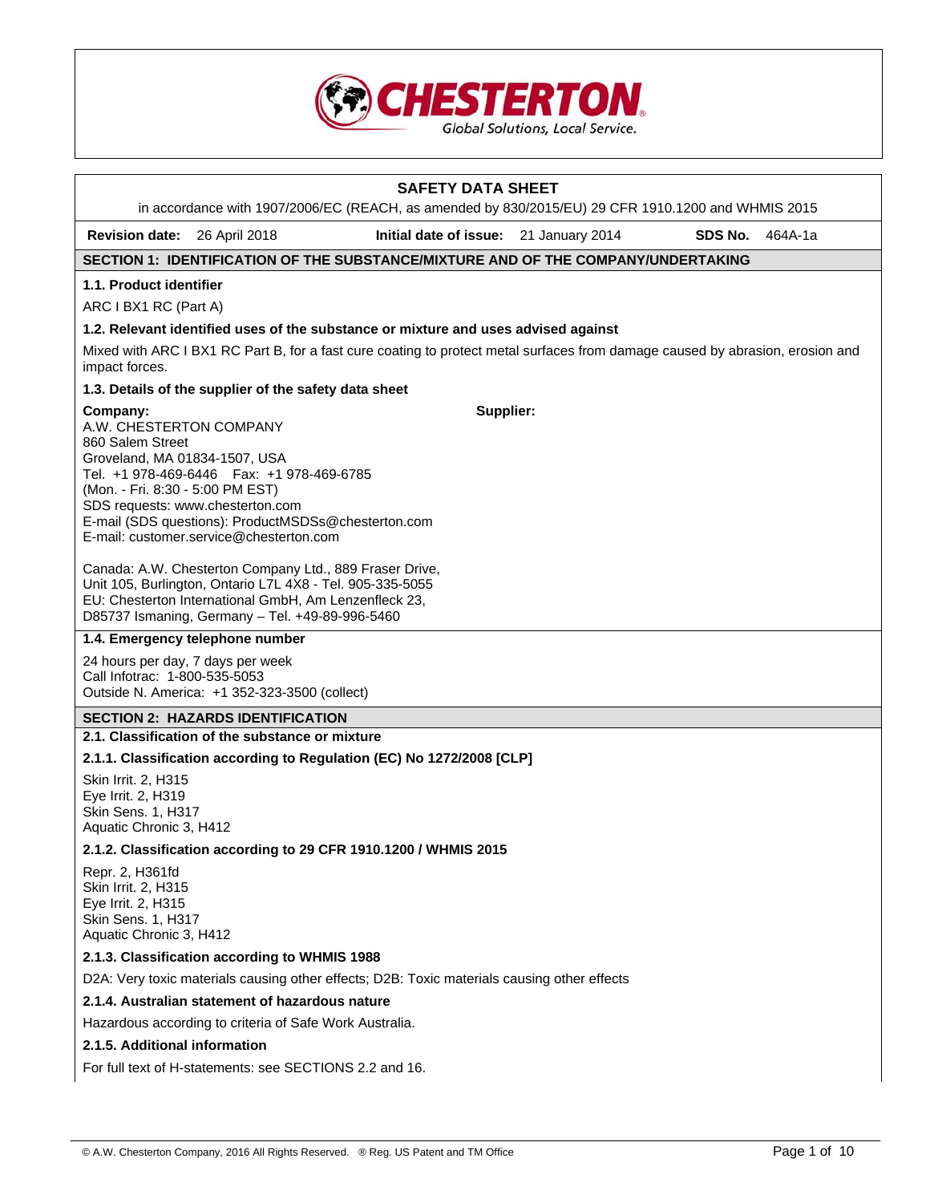CHESTERTON
Global Solutions, Local Service.

# SAFETY DATA SHEET

in accordance with 1907/2006/EC (REACH, as amended by 830/2015/EU) 29 CFR 1910.1200 and WHMIS 2015

**Revision date:** 26 April 2018 **Initial date of issue:** 21 January 2014 **SDS No.** 464A-1a

## SECTION 1: IDENTIFICATION OF THE SUBSTANCE/MIXTURE AND OF THE COMPANY/UNDERTAKING

### 1.1. Product identifier

ARC I BX1 RC (Part A)

### 1.2. Relevant identified uses of the substance or mixture and uses advised against

Mixed with ARC I BX1 RC Part B, for a fast cure coating to protect metal surfaces from damage caused by abrasion, erosion and impact forces.

### 1.3. Details of the supplier of the safety data sheet

**Company:**
A.W. CHESTERTON COMPANY
860 Salem Street
Groveland, MA 01834-1507, USA
Tel. +1 978-469-6446 Fax: +1 978-469-6785
(Mon. - Fri. 8:30 - 5:00 PM EST)
SDS requests: www.chesterton.com
E-mail (SDS questions): ProductMSDSs@chesterton.com
E-mail: customer.service@chesterton.com

**Supplier:**

Canada: A.W. Chesterton Company Ltd., 889 Fraser Drive, Unit 105, Burlington, Ontario L7L 4X8 - Tel. 905-335-5055
EU: Chesterton International GmbH, Am Lenzenfleck 23, D85737 Ismaning, Germany – Tel. +49-89-996-5460

### 1.4. Emergency telephone number

24 hours per day, 7 days per week
Call Infotrac: 1-800-535-5053
Outside N. America: +1 352-323-3500 (collect)

## SECTION 2: HAZARDS IDENTIFICATION

### 2.1. Classification of the substance or mixture

#### 2.1.1. Classification according to Regulation (EC) No 1272/2008 [CLP]

Skin Irrit. 2, H315
Eye Irrit. 2, H319
Skin Sens. 1, H317
Aquatic Chronic 3, H412

#### 2.1.2. Classification according to 29 CFR 1910.1200 / WHMIS 2015

Repr. 2, H361fd
Skin Irrit. 2, H315
Eye Irrit. 2, H315
Skin Sens. 1, H317
Aquatic Chronic 3, H412

#### 2.1.3. Classification according to WHMIS 1988

D2A: Very toxic materials causing other effects; D2B: Toxic materials causing other effects

#### 2.1.4. Australian statement of hazardous nature

Hazardous according to criteria of Safe Work Australia.

#### 2.1.5. Additional information

For full text of H-statements: see SECTIONS 2.2 and 16.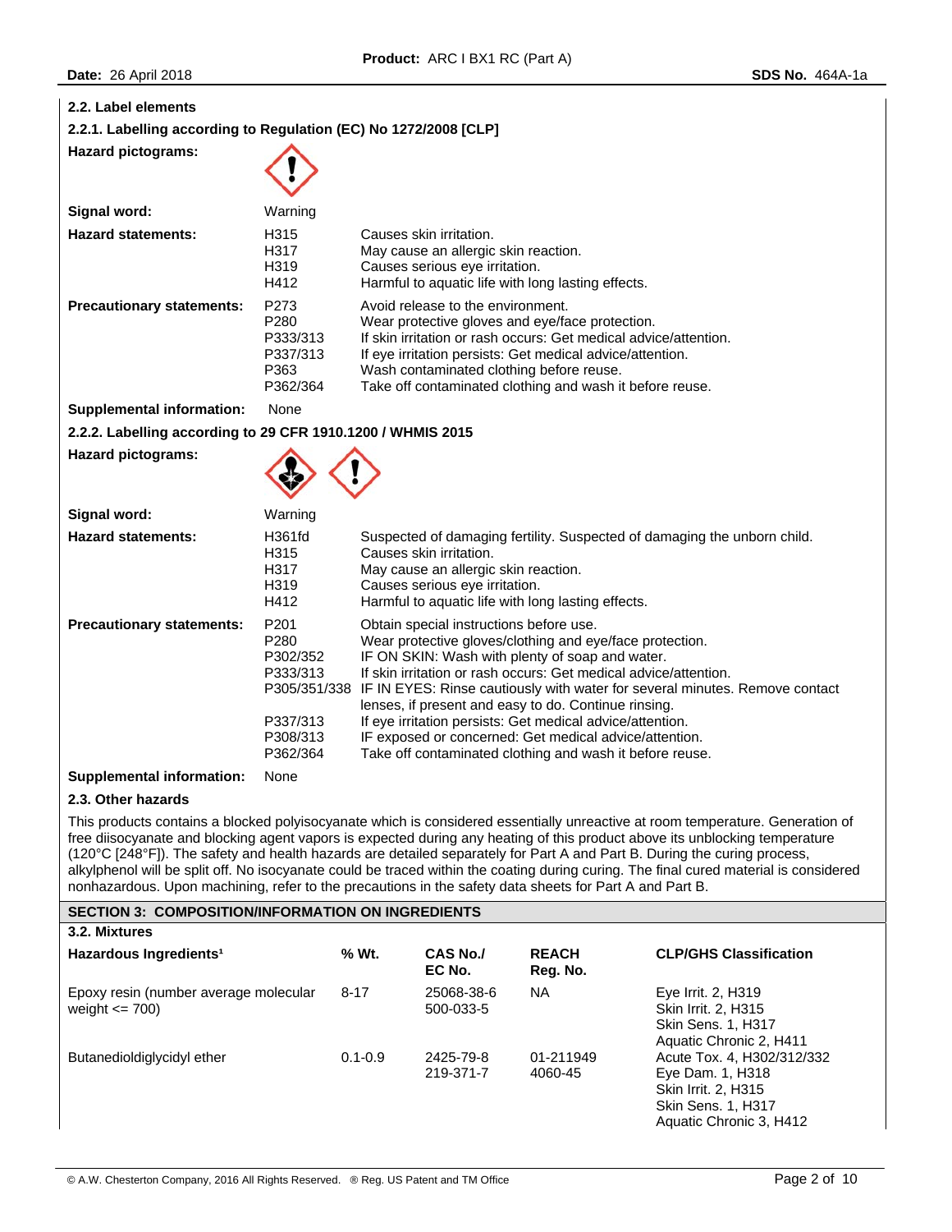### 2.2. Label elements

#### 2.2.1. Labelling according to Regulation (EC) No 1272/2008 [CLP]

**Hazard pictograms:**

**Signal word:** Warning

**Hazard statements:**

| | |
|---|---|
| H315 | Causes skin irritation. |
| H317 | May cause an allergic skin reaction. |
| H319 | Causes serious eye irritation. |
| H412 | Harmful to aquatic life with long lasting effects. |

**Precautionary statements:**

| | |
|---|---|
| P273 | Avoid release to the environment. |
| P280 | Wear protective gloves and eye/face protection. |
| P333/313 | If skin irritation or rash occurs: Get medical advice/attention. |
| P337/313 | If eye irritation persists: Get medical advice/attention. |
| P363 | Wash contaminated clothing before reuse. |
| P362/364 | Take off contaminated clothing and wash it before reuse. |

**Supplemental information:** None

#### 2.2.2. Labelling according to 29 CFR 1910.1200 / WHMIS 2015

**Hazard pictograms:**

**Signal word:** Warning

**Hazard statements:**

| | |
|---|---|
| H361fd | Suspected of damaging fertility. Suspected of damaging the unborn child. |
| H315 | Causes skin irritation. |
| H317 | May cause an allergic skin reaction. |
| H319 | Causes serious eye irritation. |
| H412 | Harmful to aquatic life with long lasting effects. |

**Precautionary statements:**

| | |
|---|---|
| P201 | Obtain special instructions before use. |
| P280 | Wear protective gloves/clothing and eye/face protection. |
| P302/352 | IF ON SKIN: Wash with plenty of soap and water. |
| P333/313 | If skin irritation or rash occurs: Get medical advice/attention. |
| P305/351/338 | IF IN EYES: Rinse cautiously with water for several minutes. Remove contact lenses, if present and easy to do. Continue rinsing. |
| P337/313 | If eye irritation persists: Get medical advice/attention. |
| P308/313 | IF exposed or concerned: Get medical advice/attention. |
| P362/364 | Take off contaminated clothing and wash it before reuse. |

**Supplemental information:** None

### 2.3. Other hazards

This products contains a blocked polyisocyanate which is considered essentially unreactive at room temperature. Generation of free diisocyanate and blocking agent vapors is expected during any heating of this product above its unblocking temperature (120°C [248°F]). The safety and health hazards are detailed separately for Part A and Part B. During the curing process, alkylphenol will be split off. No isocyanate could be traced within the coating during curing. The final cured material is considered nonhazardous. Upon machining, refer to the precautions in the safety data sheets for Part A and Part B.

## SECTION 3: COMPOSITION/INFORMATION ON INGREDIENTS

### 3.2. Mixtures

| Hazardous Ingredients[1] | % Wt. | CAS No./ EC No. | REACH Reg. No. | CLP/GHS Classification |
|---|---|---|---|---|
| Epoxy resin (number average molecular weight <= 700) | 8-17 | 25068-38-6 500-033-5 | NA | Eye Irrit. 2, H319 Skin Irrit. 2, H315 Skin Sens. 1, H317 Aquatic Chronic 2, H411 |
| Butanedioldiglycidyl ether | 0.1-0.9 | 2425-79-8 219-371-7 | 01-211949 4060-45 | Acute Tox. 4, H302/312/332 Eye Dam. 1, H318 Skin Irrit. 2, H315 Skin Sens. 1, H317 Aquatic Chronic 3, H412 |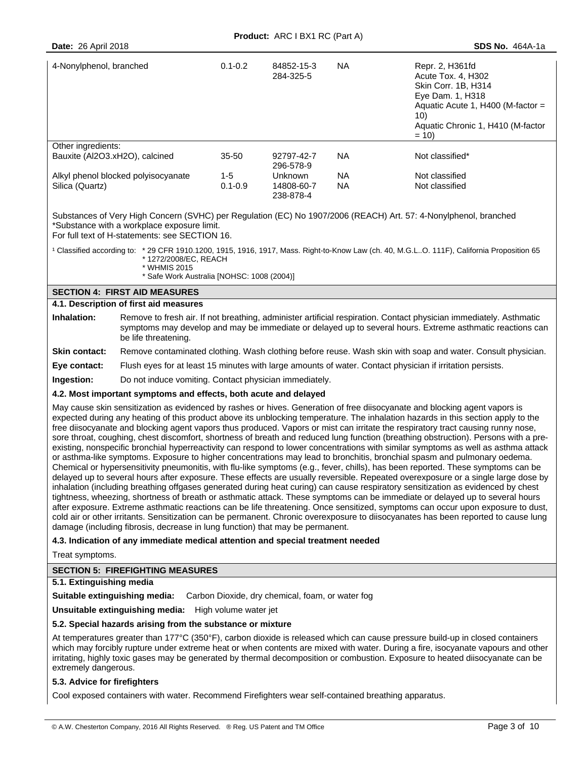| | | | | |
|---|---|---|---|---|
| 4-Nonylphenol, branched | 0.1-0.2 | 84852-15-3<br>284-325-5 | NA | Repr. 2, H361fd<br>Acute Tox. 4, H302<br>Skin Corr. 1B, H314<br>Eye Dam. 1, H318<br>Aquatic Acute 1, H400 (M-factor = 10)<br>Aquatic Chronic 1, H410 (M-factor = 10) |
| Other ingredients: | | | | |
| Bauxite (Al2O3.xH2O), calcined | 35-50 | 92797-42-7<br>296-578-9 | NA | Not classified* |
| Alkyl phenol blocked polyisocyanate | 1-5 | Unknown | NA | Not classified |
| Silica (Quartz) | 0.1-0.9 | 14808-60-7<br>238-878-4 | NA | Not classified |

Substances of Very High Concern (SVHC) per Regulation (EC) No 1907/2006 (REACH) Art. 57: 4-Nonylphenol, branched
*Substance with a workplace exposure limit.
For full text of H-statements: see SECTION 16.

[1] Classified according to: * 29 CFR 1910.1200, 1915, 1916, 1917, Mass. Right-to-Know Law (ch. 40, M.G.L..O. 111F), California Proposition 65
* 1272/2008/EC, REACH
* WHMIS 2015
* Safe Work Australia [NOHSC: 1008 (2004)]

## SECTION 4: FIRST AID MEASURES

### 4.1. Description of first aid measures

**Inhalation:** Remove to fresh air. If not breathing, administer artificial respiration. Contact physician immediately. Asthmatic symptoms may develop and may be immediate or delayed up to several hours. Extreme asthmatic reactions can be life threatening.

**Skin contact:** Remove contaminated clothing. Wash clothing before reuse. Wash skin with soap and water. Consult physician.

**Eye contact:** Flush eyes for at least 15 minutes with large amounts of water. Contact physician if irritation persists.

**Ingestion:** Do not induce vomiting. Contact physician immediately.

### 4.2. Most important symptoms and effects, both acute and delayed

May cause skin sensitization as evidenced by rashes or hives. Generation of free diisocyanate and blocking agent vapors is expected during any heating of this product above its unblocking temperature. The inhalation hazards in this section apply to the free diisocyanate and blocking agent vapors thus produced. Vapors or mist can irritate the respiratory tract causing runny nose, sore throat, coughing, chest discomfort, shortness of breath and reduced lung function (breathing obstruction). Persons with a pre-existing, nonspecific bronchial hyperreactivity can respond to lower concentrations with similar symptoms as well as asthma attack or asthma-like symptoms. Exposure to higher concentrations may lead to bronchitis, bronchial spasm and pulmonary oedema. Chemical or hypersensitivity pneumonitis, with flu-like symptoms (e.g., fever, chills), has been reported. These symptoms can be delayed up to several hours after exposure. These effects are usually reversible. Repeated overexposure or a single large dose by inhalation (including breathing offgases generated during heat curing) can cause respiratory sensitization as evidenced by chest tightness, wheezing, shortness of breath or asthmatic attack. These symptoms can be immediate or delayed up to several hours after exposure. Extreme asthmatic reactions can be life threatening. Once sensitized, symptoms can occur upon exposure to dust, cold air or other irritants. Sensitization can be permanent. Chronic overexposure to diisocyanates has been reported to cause lung damage (including fibrosis, decrease in lung function) that may be permanent.

### 4.3. Indication of any immediate medical attention and special treatment needed

Treat symptoms.

## SECTION 5: FIREFIGHTING MEASURES

### 5.1. Extinguishing media

**Suitable extinguishing media:** Carbon Dioxide, dry chemical, foam, or water fog

**Unsuitable extinguishing media:** High volume water jet

### 5.2. Special hazards arising from the substance or mixture

At temperatures greater than 177°C (350°F), carbon dioxide is released which can cause pressure build-up in closed containers which may forcibly rupture under extreme heat or when contents are mixed with water. During a fire, isocyanate vapours and other irritating, highly toxic gases may be generated by thermal decomposition or combustion. Exposure to heated diisocyanate can be extremely dangerous.

### 5.3. Advice for firefighters

Cool exposed containers with water. Recommend Firefighters wear self-contained breathing apparatus.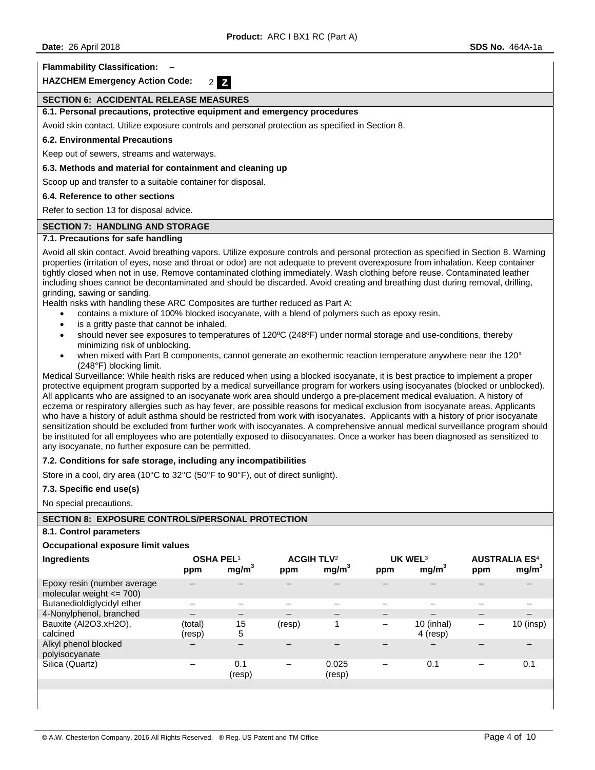**Flammability Classification:** –

**HAZCHEM Emergency Action Code:** 2 **Z**

## SECTION 6: ACCIDENTAL RELEASE MEASURES

### 6.1. Personal precautions, protective equipment and emergency procedures

Avoid skin contact. Utilize exposure controls and personal protection as specified in Section 8.

### 6.2. Environmental Precautions

Keep out of sewers, streams and waterways.

### 6.3. Methods and material for containment and cleaning up

Scoop up and transfer to a suitable container for disposal.

### 6.4. Reference to other sections

Refer to section 13 for disposal advice.

## SECTION 7: HANDLING AND STORAGE

### 7.1. Precautions for safe handling

Avoid all skin contact. Avoid breathing vapors. Utilize exposure controls and personal protection as specified in Section 8. Warning properties (irritation of eyes, nose and throat or odor) are not adequate to prevent overexposure from inhalation. Keep container tightly closed when not in use. Remove contaminated clothing immediately. Wash clothing before reuse. Contaminated leather including shoes cannot be decontaminated and should be discarded. Avoid creating and breathing dust during removal, drilling, grinding, sawing or sanding.

Health risks with handling these ARC Composites are further reduced as Part A:

- contains a mixture of 100% blocked isocyanate, with a blend of polymers such as epoxy resin.
- is a gritty paste that cannot be inhaled.
- should never see exposures to temperatures of 120ºC (248ºF) under normal storage and use-conditions, thereby minimizing risk of unblocking.
- when mixed with Part B components, cannot generate an exothermic reaction temperature anywhere near the 120° (248°F) blocking limit.

Medical Surveillance: While health risks are reduced when using a blocked isocyanate, it is best practice to implement a proper protective equipment program supported by a medical surveillance program for workers using isocyanates (blocked or unblocked). All applicants who are assigned to an isocyanate work area should undergo a pre-placement medical evaluation. A history of eczema or respiratory allergies such as hay fever, are possible reasons for medical exclusion from isocyanate areas. Applicants who have a history of adult asthma should be restricted from work with isocyanates. Applicants with a history of prior isocyanate sensitization should be excluded from further work with isocyanates. A comprehensive annual medical surveillance program should be instituted for all employees who are potentially exposed to diisocyanates. Once a worker has been diagnosed as sensitized to any isocyanate, no further exposure can be permitted.

### 7.2. Conditions for safe storage, including any incompatibilities

Store in a cool, dry area (10°C to 32°C (50°F to 90°F), out of direct sunlight).

### 7.3. Specific end use(s)

No special precautions.

## SECTION 8: EXPOSURE CONTROLS/PERSONAL PROTECTION

### 8.1. Control parameters

**Occupational exposure limit values**

| Ingredients | OSHA PEL[1] | | ACGIH TLV[2] | | UK WEL[3] | | AUSTRALIA ES[4] | |
|---|---|---|---|---|---|---|---|---|
| | ppm | $mg/m^3$ | ppm | $mg/m^3$ | ppm | $mg/m^3$ | ppm | $mg/m^3$ |
| Epoxy resin (number average molecular weight <= 700) | – | – | – | – | – | – | – | – |
| Butanedioldiglycidyl ether | – | – | – | – | – | – | – | – |
| 4-Nonylphenol, branched | – | – | – | – | – | – | – | – |
| Bauxite ($Al_2O_3.xH_2O$), calcined | (total) (resp) | 15 5 | (resp) | 1 | – | 10 (inhal) 4 (resp) | – | 10 (insp) |
| Alkyl phenol blocked polyisocyanate | – | – | – | – | – | – | – | – |
| Silica (Quartz) | – | 0.1 (resp) | – | 0.025 (resp) | – | 0.1 | – | 0.1 |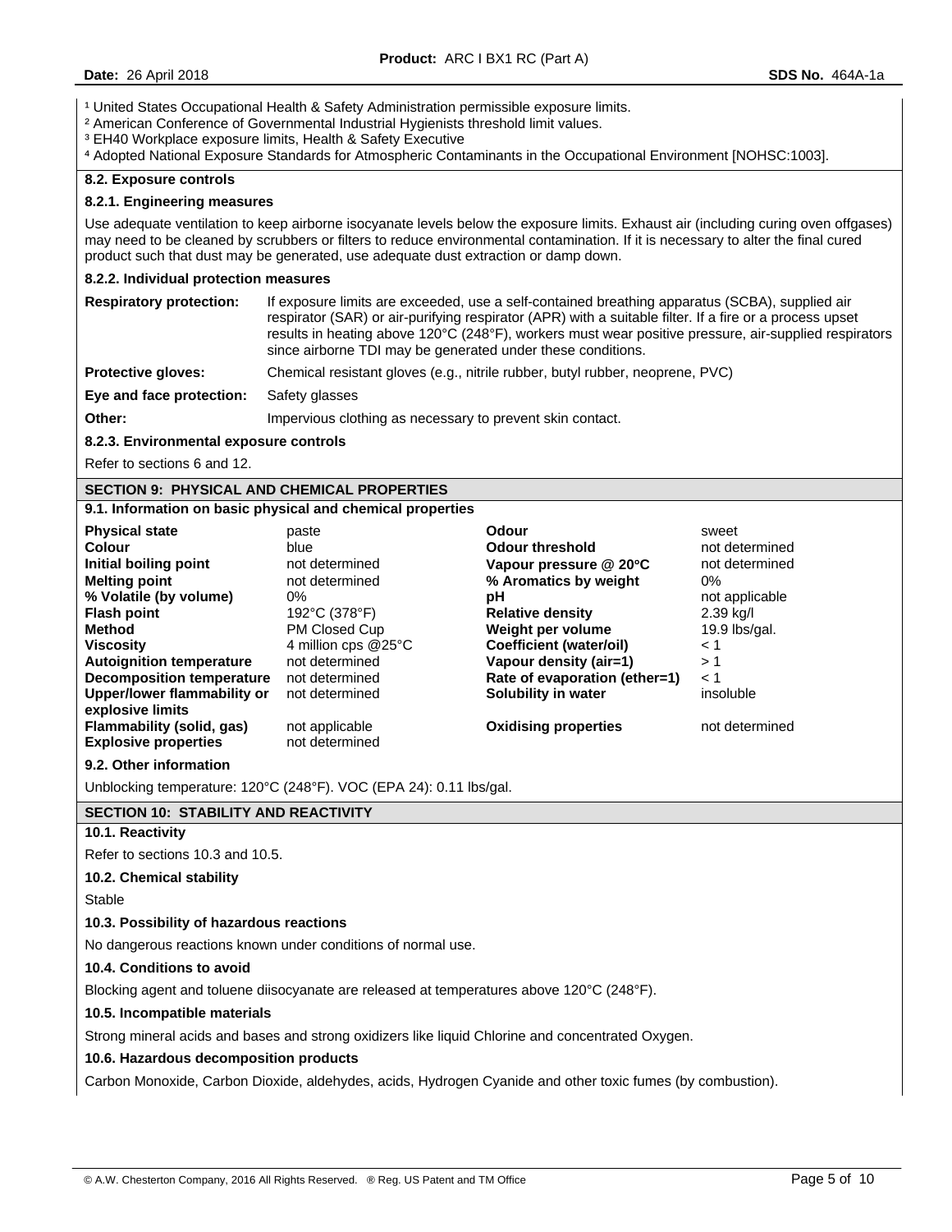[1] United States Occupational Health & Safety Administration permissible exposure limits.
[2] American Conference of Governmental Industrial Hygienists threshold limit values.
[3] EH40 Workplace exposure limits, Health & Safety Executive
[4] Adopted National Exposure Standards for Atmospheric Contaminants in the Occupational Environment [NOHSC:1003].

### 8.2. Exposure controls

#### 8.2.1. Engineering measures

Use adequate ventilation to keep airborne isocyanate levels below the exposure limits. Exhaust air (including curing oven offgases) may need to be cleaned by scrubbers or filters to reduce environmental contamination. If it is necessary to alter the final cured product such that dust may be generated, use adequate dust extraction or damp down.

#### 8.2.2. Individual protection measures

| | |
|---|---|
| **Respiratory protection:** | If exposure limits are exceeded, use a self-contained breathing apparatus (SCBA), supplied air respirator (SAR) or air-purifying respirator (APR) with a suitable filter. If a fire or a process upset results in heating above 120°C (248°F), workers must wear positive pressure, air-supplied respirators since airborne TDI may be generated under these conditions. |
| **Protective gloves:** | Chemical resistant gloves (e.g., nitrile rubber, butyl rubber, neoprene, PVC) |
| **Eye and face protection:** | Safety glasses |
| **Other:** | Impervious clothing as necessary to prevent skin contact. |

#### 8.2.3. Environmental exposure controls

Refer to sections 6 and 12.

## SECTION 9: PHYSICAL AND CHEMICAL PROPERTIES

### 9.1. Information on basic physical and chemical properties

| | | | |
|---|---|---|---|
| **Physical state** | paste | **Odour** | sweet |
| **Colour** | blue | **Odour threshold** | not determined |
| **Initial boiling point** | not determined | **Vapour pressure @ 20°C** | not determined |
| **Melting point** | not determined | **% Aromatics by weight** | 0% |
| **% Volatile (by volume)** | 0% | **pH** | not applicable |
| **Flash point** | 192°C (378°F) | **Relative density** | 2.39 kg/l |
| **Method** | PM Closed Cup | **Weight per volume** | 19.9 lbs/gal. |
| **Viscosity** | 4 million cps @25°C | **Coefficient (water/oil)** | < 1 |
| **Autoignition temperature** | not determined | **Vapour density (air=1)** | > 1 |
| **Decomposition temperature** | not determined | **Rate of evaporation (ether=1)** | < 1 |
| **Upper/lower flammability or explosive limits** | not determined | **Solubility in water** | insoluble |
| **Flammability (solid, gas)** | not applicable | **Oxidising properties** | not determined |
| **Explosive properties** | not determined | | |

### 9.2. Other information

Unblocking temperature: 120°C (248°F). VOC (EPA 24): 0.11 lbs/gal.

## SECTION 10: STABILITY AND REACTIVITY

### 10.1. Reactivity

Refer to sections 10.3 and 10.5.

### 10.2. Chemical stability

Stable

### 10.3. Possibility of hazardous reactions

No dangerous reactions known under conditions of normal use.

### 10.4. Conditions to avoid

Blocking agent and toluene diisocyanate are released at temperatures above 120°C (248°F).

### 10.5. Incompatible materials

Strong mineral acids and bases and strong oxidizers like liquid Chlorine and concentrated Oxygen.

### 10.6. Hazardous decomposition products

Carbon Monoxide, Carbon Dioxide, aldehydes, acids, Hydrogen Cyanide and other toxic fumes (by combustion).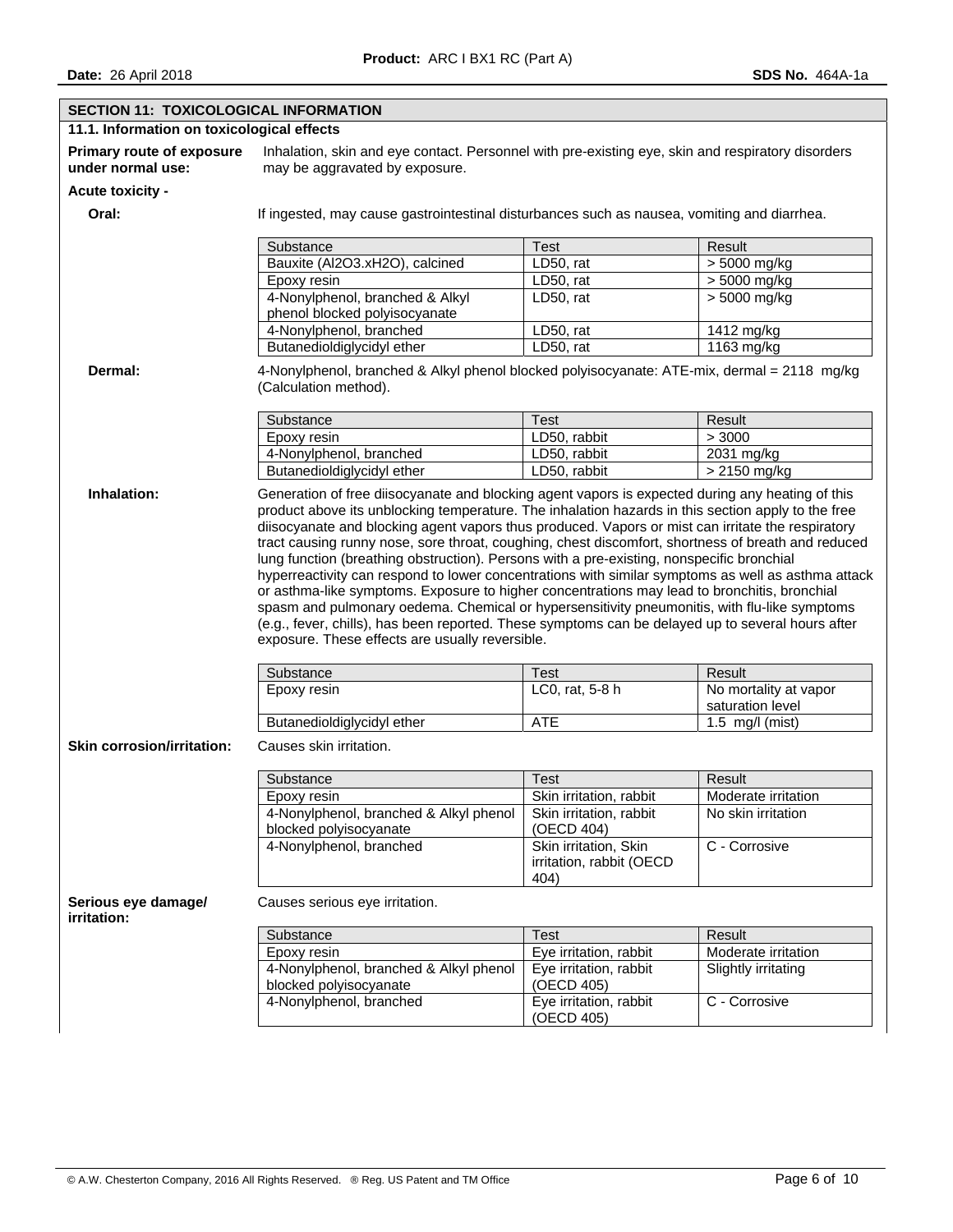## SECTION 11: TOXICOLOGICAL INFORMATION

### 11.1. Information on toxicological effects

**Primary route of exposure under normal use:** Inhalation, skin and eye contact. Personnel with pre-existing eye, skin and respiratory disorders may be aggravated by exposure.

**Acute toxicity -**

**Oral:** If ingested, may cause gastrointestinal disturbances such as nausea, vomiting and diarrhea.

| Substance | Test | Result |
|---|---|---|
| Bauxite ($Al_2O_3.xH_2O$), calcined | LD50, rat | > 5000 mg/kg |
| Epoxy resin | LD50, rat | > 5000 mg/kg |
| 4-Nonylphenol, branched & Alkyl phenol blocked polyisocyanate | LD50, rat | > 5000 mg/kg |
| 4-Nonylphenol, branched | LD50, rat | 1412 mg/kg |
| Butanedioldiglycidyl ether | LD50, rat | 1163 mg/kg |

**Dermal:** 4-Nonylphenol, branched & Alkyl phenol blocked polyisocyanate: ATE-mix, dermal = 2118 mg/kg (Calculation method).

| Substance | Test | Result |
|---|---|---|
| Epoxy resin | LD50, rabbit | > 3000 |
| 4-Nonylphenol, branched | LD50, rabbit | 2031 mg/kg |
| Butanedioldiglycidyl ether | LD50, rabbit | > 2150 mg/kg |

**Inhalation:** Generation of free diisocyanate and blocking agent vapors is expected during any heating of this product above its unblocking temperature. The inhalation hazards in this section apply to the free diisocyanate and blocking agent vapors thus produced. Vapors or mist can irritate the respiratory tract causing runny nose, sore throat, coughing, chest discomfort, shortness of breath and reduced lung function (breathing obstruction). Persons with a pre-existing, nonspecific bronchial hyperreactivity can respond to lower concentrations with similar symptoms as well as asthma attack or asthma-like symptoms. Exposure to higher concentrations may lead to bronchitis, bronchial spasm and pulmonary oedema. Chemical or hypersensitivity pneumonitis, with flu-like symptoms (e.g., fever, chills), has been reported. These symptoms can be delayed up to several hours after exposure. These effects are usually reversible.

| Substance | Test | Result |
|---|---|---|
| Epoxy resin | LC0, rat, 5-8 h | No mortality at vapor saturation level |
| Butanedioldiglycidyl ether | ATE | 1.5 mg/l (mist) |

**Skin corrosion/irritation:** Causes skin irritation.

| Substance | Test | Result |
|---|---|---|
| Epoxy resin | Skin irritation, rabbit | Moderate irritation |
| 4-Nonylphenol, branched & Alkyl phenol blocked polyisocyanate | Skin irritation, rabbit (OECD 404) | No skin irritation |
| 4-Nonylphenol, branched | Skin irritation, Skin irritation, rabbit (OECD 404) | C - Corrosive |

**Serious eye damage/ irritation:** Causes serious eye irritation.

| Substance | Test | Result |
|---|---|---|
| Epoxy resin | Eye irritation, rabbit | Moderate irritation |
| 4-Nonylphenol, branched & Alkyl phenol blocked polyisocyanate | Eye irritation, rabbit (OECD 405) | Slightly irritating |
| 4-Nonylphenol, branched | Eye irritation, rabbit (OECD 405) | C - Corrosive |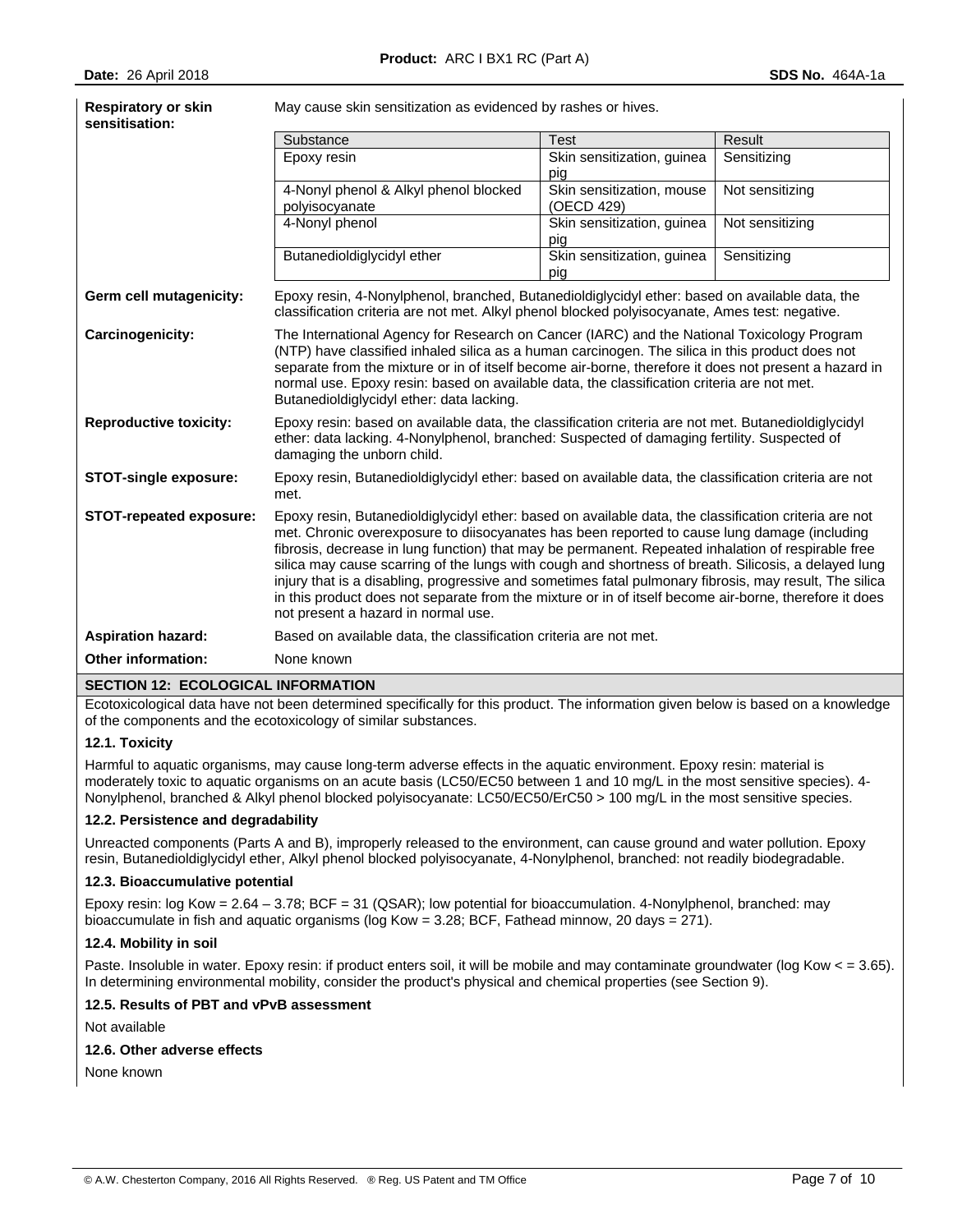**Respiratory or skin sensitisation:** May cause skin sensitization as evidenced by rashes or hives.

| Substance | Test | Result |
|---|---|---|
| Epoxy resin | Skin sensitization, guinea pig | Sensitizing |
| 4-Nonyl phenol & Alkyl phenol blocked polyisocyanate | Skin sensitization, mouse (OECD 429) | Not sensitizing |
| 4-Nonyl phenol | Skin sensitization, guinea pig | Not sensitizing |
| Butanedioldiglycidyl ether | Skin sensitization, guinea pig | Sensitizing |

**Germ cell mutagenicity:** Epoxy resin, 4-Nonylphenol, branched, Butanedioldiglycidyl ether: based on available data, the classification criteria are not met. Alkyl phenol blocked polyisocyanate, Ames test: negative.

**Carcinogenicity:** The International Agency for Research on Cancer (IARC) and the National Toxicology Program (NTP) have classified inhaled silica as a human carcinogen. The silica in this product does not separate from the mixture or in of itself become air-borne, therefore it does not present a hazard in normal use. Epoxy resin: based on available data, the classification criteria are not met. Butanedioldiglycidyl ether: data lacking.

**Reproductive toxicity:** Epoxy resin: based on available data, the classification criteria are not met. Butanedioldiglycidyl ether: data lacking. 4-Nonylphenol, branched: Suspected of damaging fertility. Suspected of damaging the unborn child.

**STOT-single exposure:** Epoxy resin, Butanedioldiglycidyl ether: based on available data, the classification criteria are not met.

**STOT-repeated exposure:** Epoxy resin, Butanedioldiglycidyl ether: based on available data, the classification criteria are not met. Chronic overexposure to diisocyanates has been reported to cause lung damage (including fibrosis, decrease in lung function) that may be permanent. Repeated inhalation of respirable free silica may cause scarring of the lungs with cough and shortness of breath. Silicosis, a delayed lung injury that is a disabling, progressive and sometimes fatal pulmonary fibrosis, may result, The silica in this product does not separate from the mixture or in of itself become air-borne, therefore it does not present a hazard in normal use.

**Aspiration hazard:** Based on available data, the classification criteria are not met.

**Other information:** None known

## SECTION 12: ECOLOGICAL INFORMATION

Ecotoxicological data have not been determined specifically for this product. The information given below is based on a knowledge of the components and the ecotoxicology of similar substances.

### 12.1. Toxicity

Harmful to aquatic organisms, may cause long-term adverse effects in the aquatic environment. Epoxy resin: material is moderately toxic to aquatic organisms on an acute basis (LC50/EC50 between 1 and 10 mg/L in the most sensitive species). 4-Nonylphenol, branched & Alkyl phenol blocked polyisocyanate: LC50/EC50/ErC50 > 100 mg/L in the most sensitive species.

### 12.2. Persistence and degradability

Unreacted components (Parts A and B), improperly released to the environment, can cause ground and water pollution. Epoxy resin, Butanedioldiglycidyl ether, Alkyl phenol blocked polyisocyanate, 4-Nonylphenol, branched: not readily biodegradable.

### 12.3. Bioaccumulative potential

Epoxy resin: log Kow = 2.64 – 3.78; BCF = 31 (QSAR); low potential for bioaccumulation. 4-Nonylphenol, branched: may bioaccumulate in fish and aquatic organisms (log Kow = 3.28; BCF, Fathead minnow, 20 days = 271).

### 12.4. Mobility in soil

Paste. Insoluble in water. Epoxy resin: if product enters soil, it will be mobile and may contaminate groundwater (log Kow < = 3.65). In determining environmental mobility, consider the product's physical and chemical properties (see Section 9).

### 12.5. Results of PBT and vPvB assessment

Not available

### 12.6. Other adverse effects

None known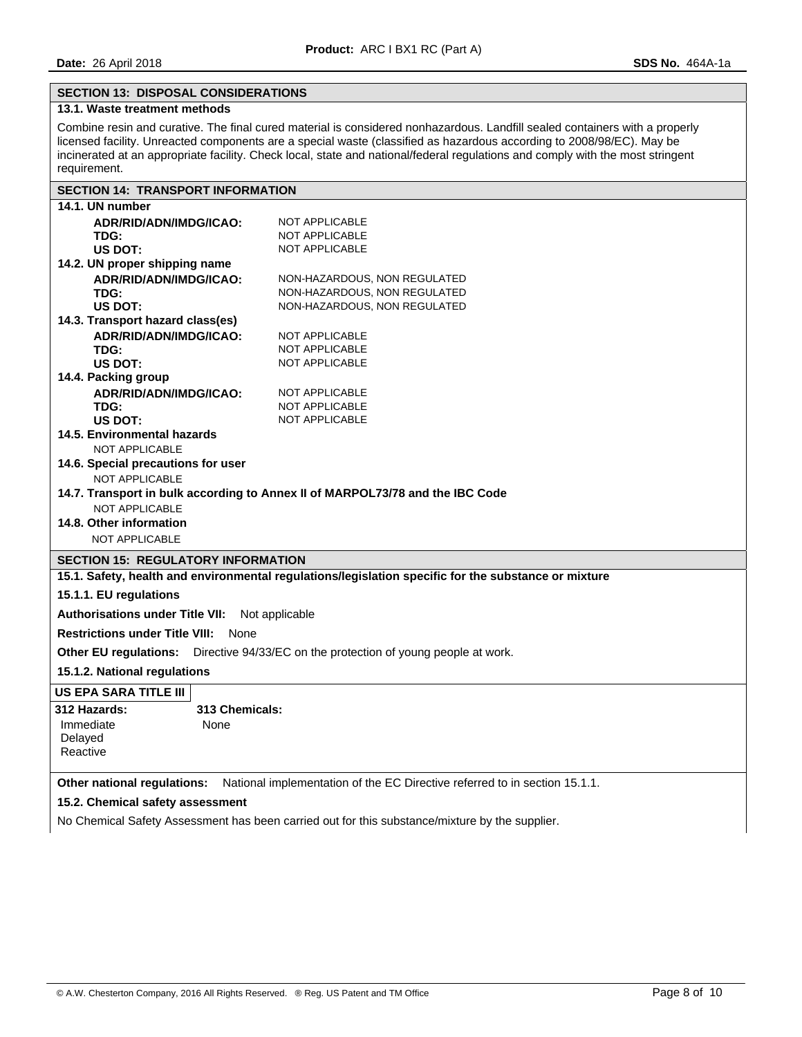## SECTION 13: DISPOSAL CONSIDERATIONS

### 13.1. Waste treatment methods

Combine resin and curative. The final cured material is considered nonhazardous. Landfill sealed containers with a properly licensed facility. Unreacted components are a special waste (classified as hazardous according to 2008/98/EC). May be incinerated at an appropriate facility. Check local, state and national/federal regulations and comply with the most stringent requirement.

## SECTION 14: TRANSPORT INFORMATION

### 14.1. UN number

| | |
|---|---|
| **ADR/RID/ADN/IMDG/ICAO:** | NOT APPLICABLE |
| **TDG:** | NOT APPLICABLE |
| **US DOT:** | NOT APPLICABLE |

### 14.2. UN proper shipping name

| | |
|---|---|
| **ADR/RID/ADN/IMDG/ICAO:** | NON-HAZARDOUS, NON REGULATED |
| **TDG:** | NON-HAZARDOUS, NON REGULATED |
| **US DOT:** | NON-HAZARDOUS, NON REGULATED |

### 14.3. Transport hazard class(es)

| | |
|---|---|
| **ADR/RID/ADN/IMDG/ICAO:** | NOT APPLICABLE |
| **TDG:** | NOT APPLICABLE |
| **US DOT:** | NOT APPLICABLE |

### 14.4. Packing group

| | |
|---|---|
| **ADR/RID/ADN/IMDG/ICAO:** | NOT APPLICABLE |
| **TDG:** | NOT APPLICABLE |
| **US DOT:** | NOT APPLICABLE |

### 14.5. Environmental hazards

NOT APPLICABLE

### 14.6. Special precautions for user

NOT APPLICABLE

### 14.7. Transport in bulk according to Annex II of MARPOL73/78 and the IBC Code

NOT APPLICABLE

### 14.8. Other information

NOT APPLICABLE

## SECTION 15: REGULATORY INFORMATION

### 15.1. Safety, health and environmental regulations/legislation specific for the substance or mixture

#### 15.1.1. EU regulations

**Authorisations under Title VII:** Not applicable

**Restrictions under Title VIII:** None

**Other EU regulations:** Directive 94/33/EC on the protection of young people at work.

#### 15.1.2. National regulations

**US EPA SARA TITLE III**

| 312 Hazards: | 313 Chemicals: |
|---|---|
| Immediate | None |
| Delayed | |
| Reactive | |

**Other national regulations:** National implementation of the EC Directive referred to in section 15.1.1.

### 15.2. Chemical safety assessment

No Chemical Safety Assessment has been carried out for this substance/mixture by the supplier.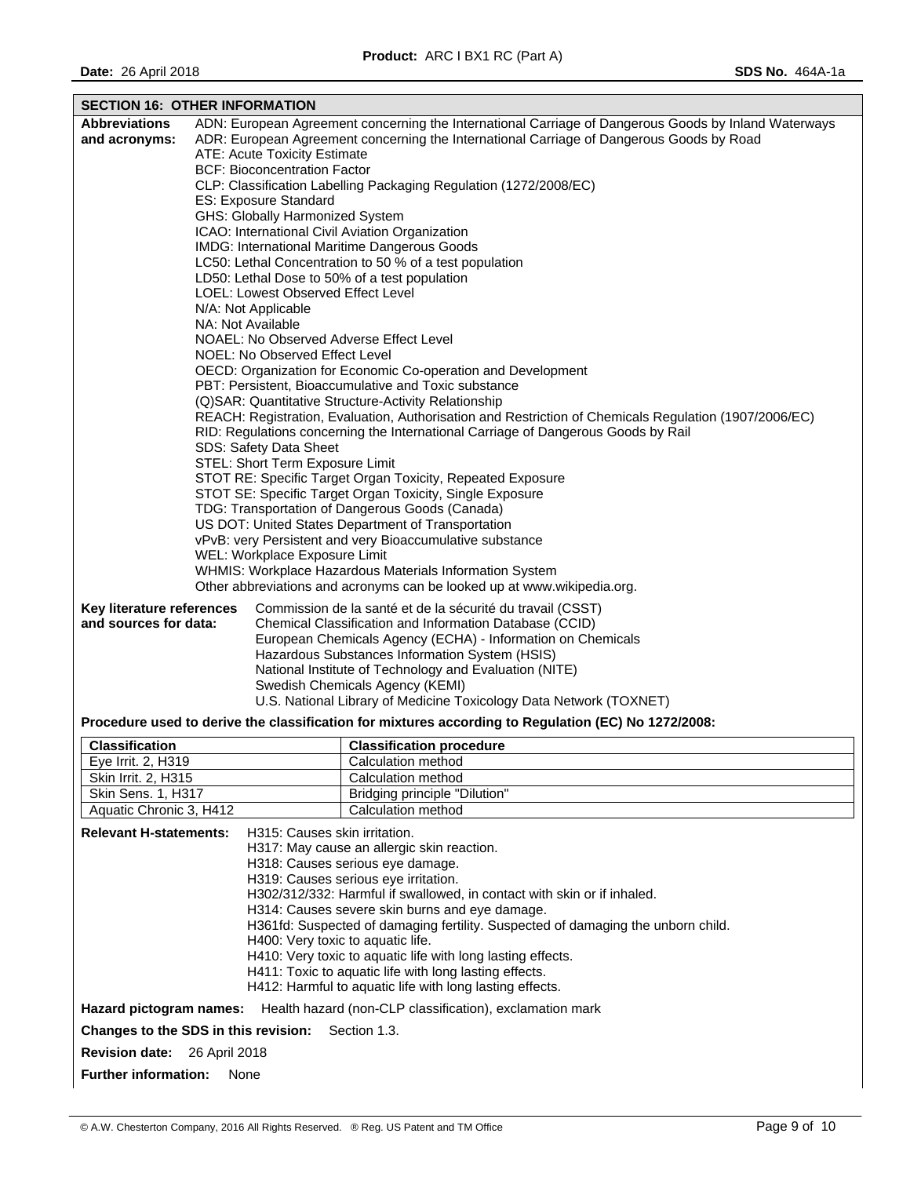## SECTION 16: OTHER INFORMATION

**Abbreviations and acronyms:**

ADN: European Agreement concerning the International Carriage of Dangerous Goods by Inland Waterways
ADR: European Agreement concerning the International Carriage of Dangerous Goods by Road
ATE: Acute Toxicity Estimate
BCF: Bioconcentration Factor
CLP: Classification Labelling Packaging Regulation (1272/2008/EC)
ES: Exposure Standard
GHS: Globally Harmonized System
ICAO: International Civil Aviation Organization
IMDG: International Maritime Dangerous Goods
LC50: Lethal Concentration to 50 % of a test population
LD50: Lethal Dose to 50% of a test population
LOEL: Lowest Observed Effect Level
N/A: Not Applicable
NA: Not Available
NOAEL: No Observed Adverse Effect Level
NOEL: No Observed Effect Level
OECD: Organization for Economic Co-operation and Development
PBT: Persistent, Bioaccumulative and Toxic substance
(Q)SAR: Quantitative Structure-Activity Relationship
REACH: Registration, Evaluation, Authorisation and Restriction of Chemicals Regulation (1907/2006/EC)
RID: Regulations concerning the International Carriage of Dangerous Goods by Rail
SDS: Safety Data Sheet
STEL: Short Term Exposure Limit
STOT RE: Specific Target Organ Toxicity, Repeated Exposure
STOT SE: Specific Target Organ Toxicity, Single Exposure
TDG: Transportation of Dangerous Goods (Canada)
US DOT: United States Department of Transportation
vPvB: very Persistent and very Bioaccumulative substance
WEL: Workplace Exposure Limit
WHMIS: Workplace Hazardous Materials Information System
Other abbreviations and acronyms can be looked up at www.wikipedia.org.

**Key literature references and sources for data:**

Commission de la santé et de la sécurité du travail (CSST)
Chemical Classification and Information Database (CCID)
European Chemicals Agency (ECHA) - Information on Chemicals
Hazardous Substances Information System (HSIS)
National Institute of Technology and Evaluation (NITE)
Swedish Chemicals Agency (KEMI)
U.S. National Library of Medicine Toxicology Data Network (TOXNET)

**Procedure used to derive the classification for mixtures according to Regulation (EC) No 1272/2008:**

| Classification | Classification procedure |
|---|---|
| Eye Irrit. 2, H319 | Calculation method |
| Skin Irrit. 2, H315 | Calculation method |
| Skin Sens. 1, H317 | Bridging principle "Dilution" |
| Aquatic Chronic 3, H412 | Calculation method |

**Relevant H-statements:**

H315: Causes skin irritation.
H317: May cause an allergic skin reaction.
H318: Causes serious eye damage.
H319: Causes serious eye irritation.
H302/312/332: Harmful if swallowed, in contact with skin or if inhaled.
H314: Causes severe skin burns and eye damage.
H361fd: Suspected of damaging fertility. Suspected of damaging the unborn child.
H400: Very toxic to aquatic life.
H410: Very toxic to aquatic life with long lasting effects.
H411: Toxic to aquatic life with long lasting effects.
H412: Harmful to aquatic life with long lasting effects.

**Hazard pictogram names:** Health hazard (non-CLP classification), exclamation mark

**Changes to the SDS in this revision:** Section 1.3.

**Revision date:** 26 April 2018

**Further information:** None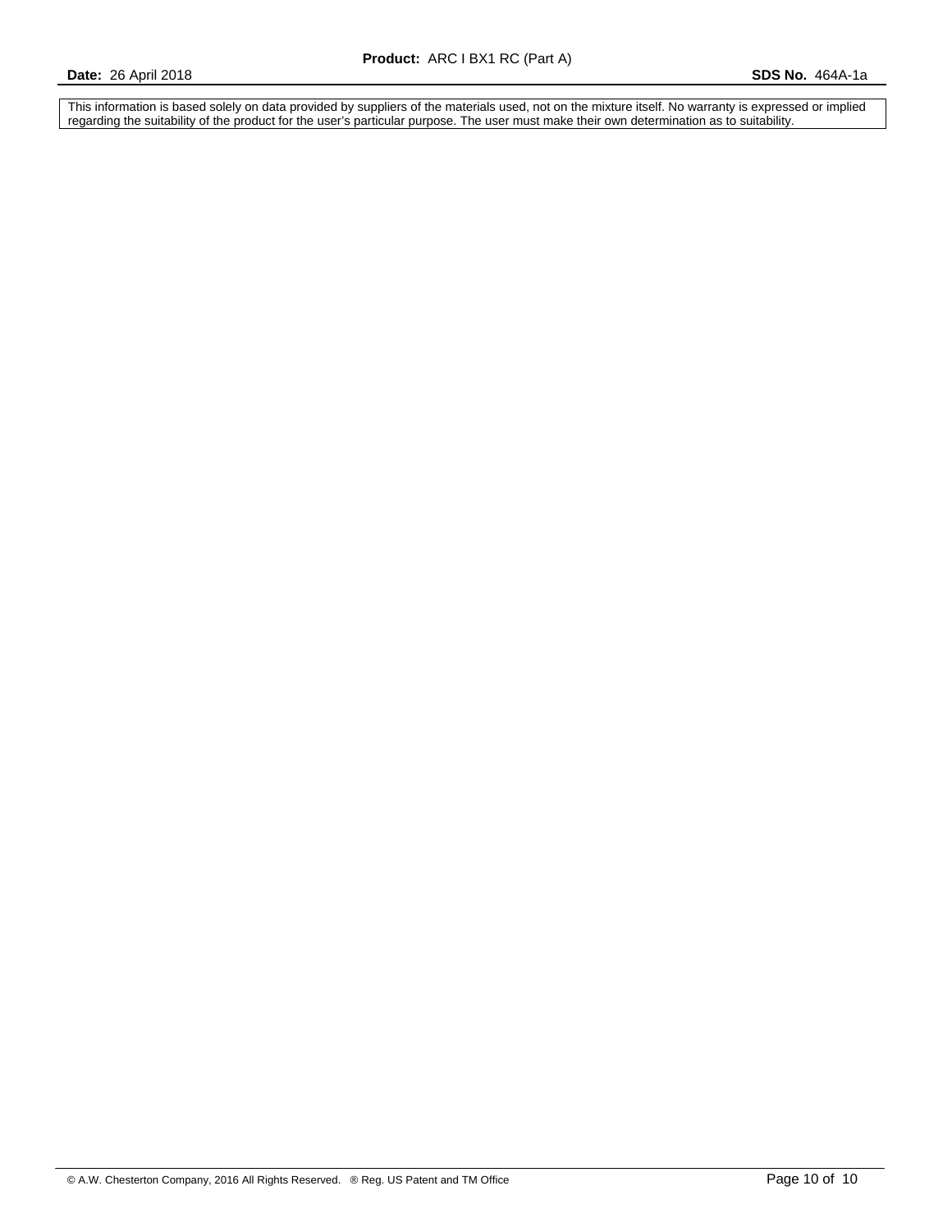This information is based solely on data provided by suppliers of the materials used, not on the mixture itself. No warranty is expressed or implied regarding the suitability of the product for the user's particular purpose. The user must make their own determination as to suitability.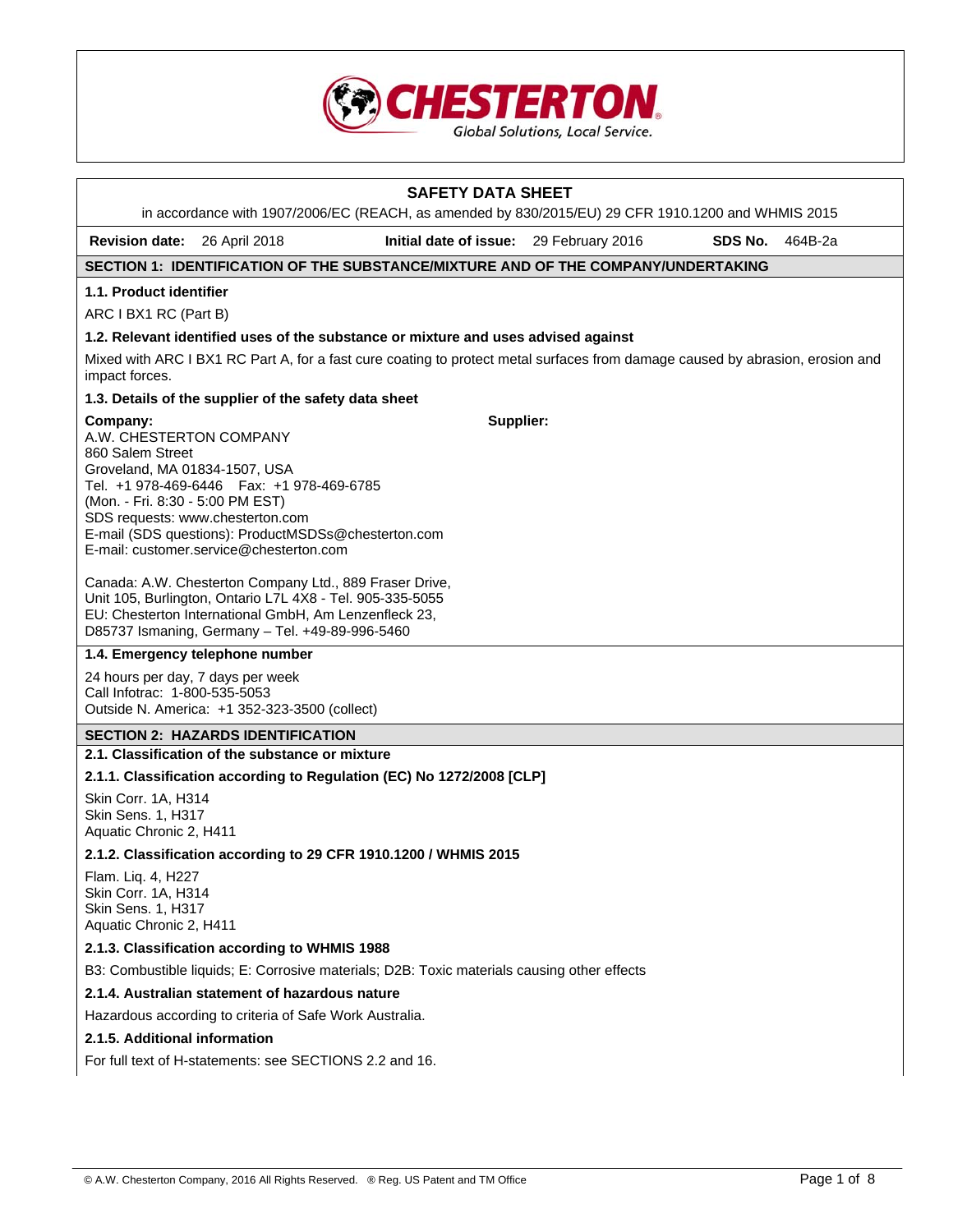CHESTERTON
Global Solutions, Local Service.

# SAFETY DATA SHEET

in accordance with 1907/2006/EC (REACH, as amended by 830/2015/EU) 29 CFR 1910.1200 and WHMIS 2015

**Revision date:** 26 April 2018 **Initial date of issue:** 29 February 2016 **SDS No.** 464B-2a

## SECTION 1: IDENTIFICATION OF THE SUBSTANCE/MIXTURE AND OF THE COMPANY/UNDERTAKING

### 1.1. Product identifier

ARC I BX1 RC (Part B)

### 1.2. Relevant identified uses of the substance or mixture and uses advised against

Mixed with ARC I BX1 RC Part A, for a fast cure coating to protect metal surfaces from damage caused by abrasion, erosion and impact forces.

### 1.3. Details of the supplier of the safety data sheet

**Company:**
A.W. CHESTERTON COMPANY
860 Salem Street
Groveland, MA 01834-1507, USA
Tel. +1 978-469-6446 Fax: +1 978-469-6785
(Mon. - Fri. 8:30 - 5:00 PM EST)
SDS requests: www.chesterton.com
E-mail (SDS questions): ProductMSDSs@chesterton.com
E-mail: customer.service@chesterton.com

Canada: A.W. Chesterton Company Ltd., 889 Fraser Drive, Unit 105, Burlington, Ontario L7L 4X8 - Tel. 905-335-5055
EU: Chesterton International GmbH, Am Lenzenfleck 23, D85737 Ismaning, Germany – Tel. +49-89-996-5460

**Supplier:**

### 1.4. Emergency telephone number

24 hours per day, 7 days per week
Call Infotrac: 1-800-535-5053
Outside N. America: +1 352-323-3500 (collect)

## SECTION 2: HAZARDS IDENTIFICATION

### 2.1. Classification of the substance or mixture

#### 2.1.1. Classification according to Regulation (EC) No 1272/2008 [CLP]

Skin Corr. 1A, H314
Skin Sens. 1, H317
Aquatic Chronic 2, H411

#### 2.1.2. Classification according to 29 CFR 1910.1200 / WHMIS 2015

Flam. Liq. 4, H227
Skin Corr. 1A, H314
Skin Sens. 1, H317
Aquatic Chronic 2, H411

#### 2.1.3. Classification according to WHMIS 1988

B3: Combustible liquids; E: Corrosive materials; D2B: Toxic materials causing other effects

#### 2.1.4. Australian statement of hazardous nature

Hazardous according to criteria of Safe Work Australia.

#### 2.1.5. Additional information

For full text of H-statements: see SECTIONS 2.2 and 16.

© A.W. Chesterton Company, 2016 All Rights Reserved. ® Reg. US Patent and TM Office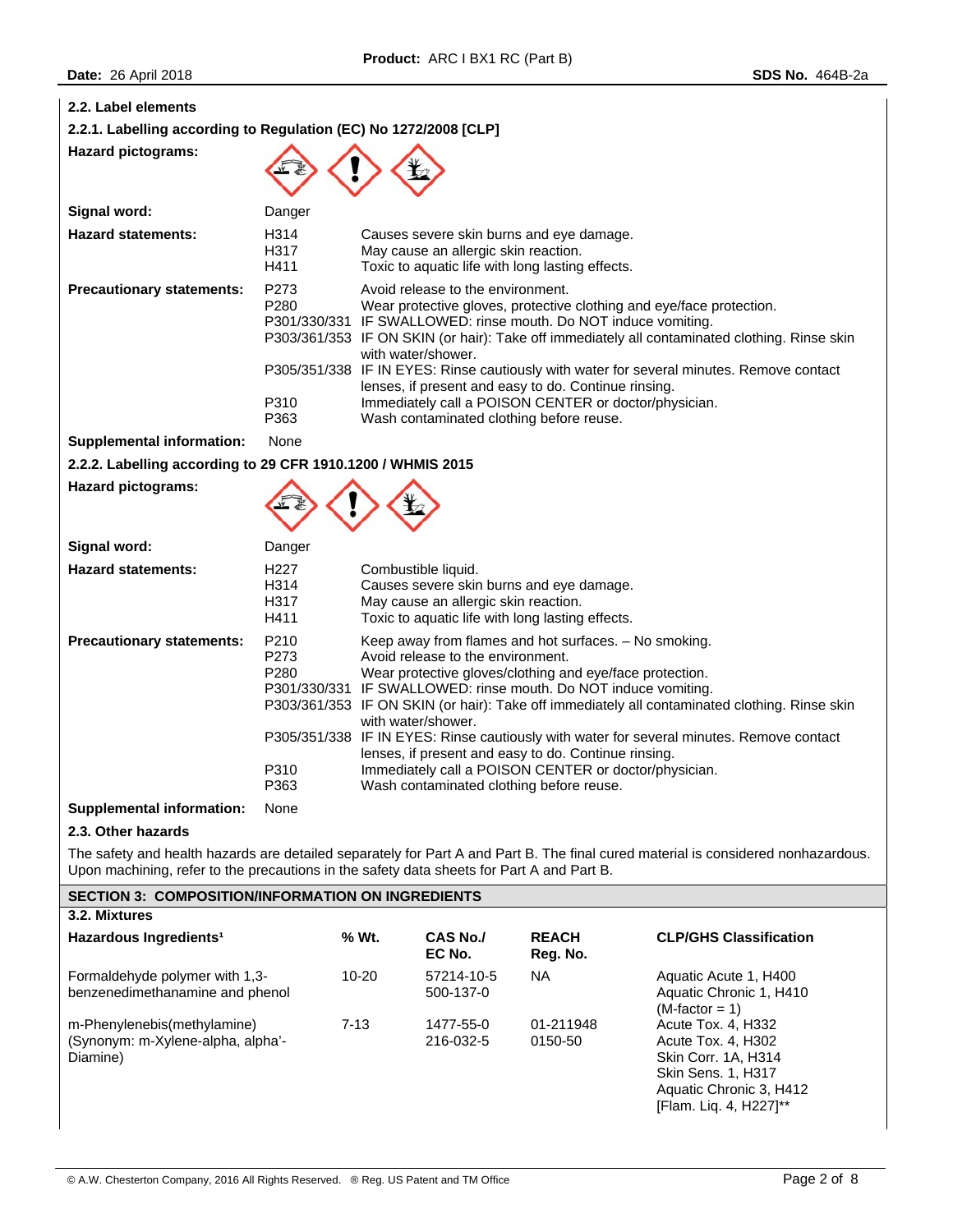### 2.2. Label elements

#### 2.2.1. Labelling according to Regulation (EC) No 1272/2008 [CLP]

**Hazard pictograms:**

**Signal word:** Danger

**Hazard statements:**

| | |
|---|---|
| H314 | Causes severe skin burns and eye damage. |
| H317 | May cause an allergic skin reaction. |
| H411 | Toxic to aquatic life with long lasting effects. |

**Precautionary statements:**

| | |
|---|---|
| P273 | Avoid release to the environment. |
| P280 | Wear protective gloves, protective clothing and eye/face protection. |
| P301/330/331 | IF SWALLOWED: rinse mouth. Do NOT induce vomiting. |
| P303/361/353 | IF ON SKIN (or hair): Take off immediately all contaminated clothing. Rinse skin with water/shower. |
| P305/351/338 | IF IN EYES: Rinse cautiously with water for several minutes. Remove contact lenses, if present and easy to do. Continue rinsing. |
| P310 | Immediately call a POISON CENTER or doctor/physician. |
| P363 | Wash contaminated clothing before reuse. |

**Supplemental information:** None

#### 2.2.2. Labelling according to 29 CFR 1910.1200 / WHMIS 2015

**Hazard pictograms:**

**Signal word:** Danger

**Hazard statements:**

| | |
|---|---|
| H227 | Combustible liquid. |
| H314 | Causes severe skin burns and eye damage. |
| H317 | May cause an allergic skin reaction. |
| H411 | Toxic to aquatic life with long lasting effects. |

**Precautionary statements:**

| | |
|---|---|
| P210 | Keep away from flames and hot surfaces. – No smoking. |
| P273 | Avoid release to the environment. |
| P280 | Wear protective gloves/clothing and eye/face protection. |
| P301/330/331 | IF SWALLOWED: rinse mouth. Do NOT induce vomiting. |
| P303/361/353 | IF ON SKIN (or hair): Take off immediately all contaminated clothing. Rinse skin with water/shower. |
| P305/351/338 | IF IN EYES: Rinse cautiously with water for several minutes. Remove contact lenses, if present and easy to do. Continue rinsing. |
| P310 | Immediately call a POISON CENTER or doctor/physician. |
| P363 | Wash contaminated clothing before reuse. |

**Supplemental information:** None

### 2.3. Other hazards

The safety and health hazards are detailed separately for Part A and Part B. The final cured material is considered nonhazardous. Upon machining, refer to the precautions in the safety data sheets for Part A and Part B.

## SECTION 3: COMPOSITION/INFORMATION ON INGREDIENTS

### 3.2. Mixtures

| Hazardous Ingredients[1] | % Wt. | CAS No./ EC No. | REACH Reg. No. | CLP/GHS Classification |
|---|---|---|---|---|
| Formaldehyde polymer with 1,3-benzenedimethanamine and phenol | 10-20 | 57214-10-5 500-137-0 | NA | Aquatic Acute 1, H400 Aquatic Chronic 1, H410 (M-factor = 1) |
| m-Phenylenebis(methylamine) (Synonym: m-Xylene-alpha, alpha'-Diamine) | 7-13 | 1477-55-0 216-032-5 | 01-211948 0150-50 | Acute Tox. 4, H332 Acute Tox. 4, H302 Skin Corr. 1A, H314 Skin Sens. 1, H317 Aquatic Chronic 3, H412 [Flam. Liq. 4, H227]** |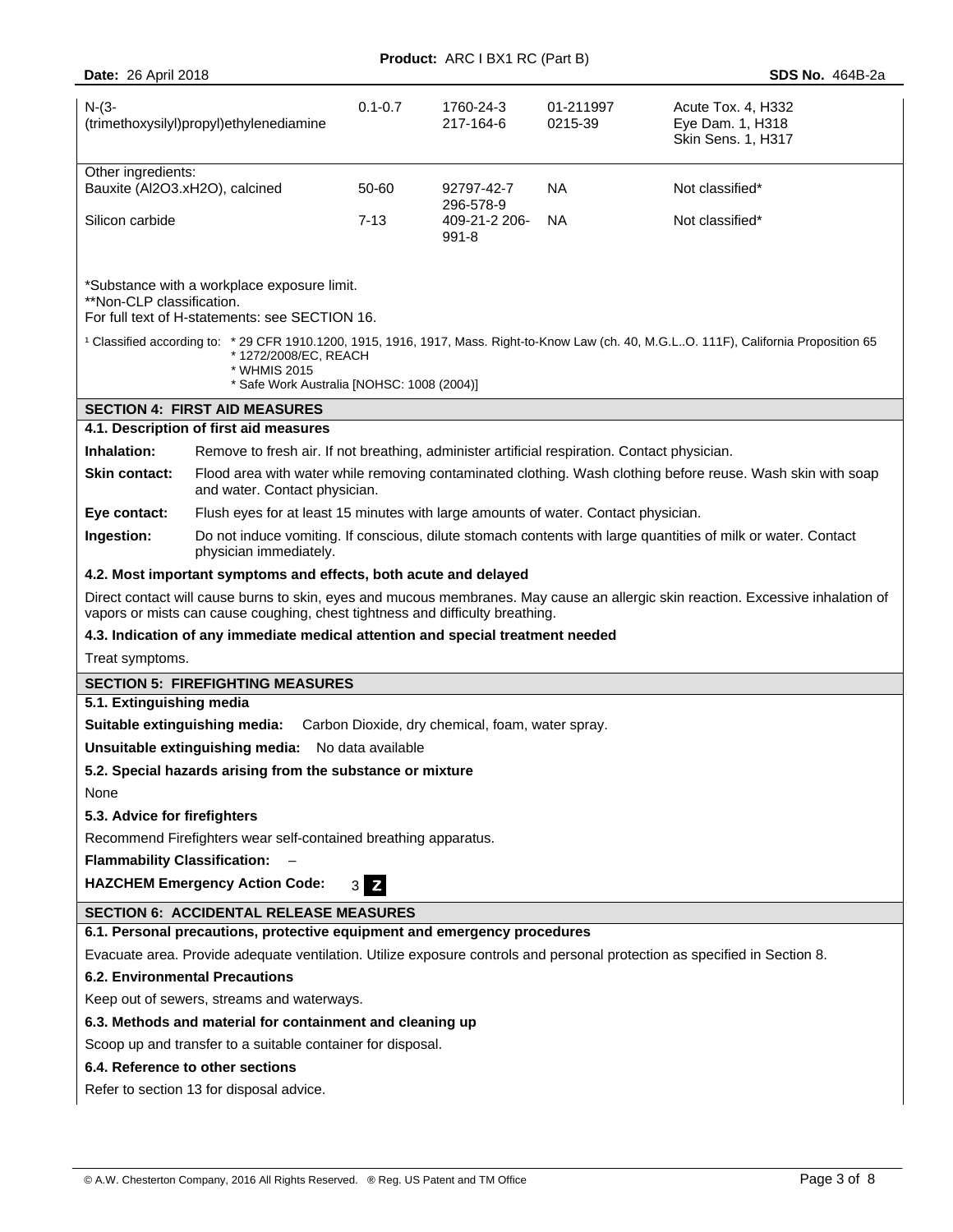| | | | | |
|---|---|---|---|---|
| N-(3-(trimethoxysilyl)propyl)ethylenediamine | 0.1-0.7 | 1760-24-3 217-164-6 | 01-2119970215-39 | Acute Tox. 4, H332 Eye Dam. 1, H318 Skin Sens. 1, H317 |
| Other ingredients: | | | | |
| Bauxite (Al2O3.xH2O), calcined | 50-60 | 92797-42-7 296-578-9 | NA | Not classified* |
| Silicon carbide | 7-13 | 409-21-2 206-991-8 | NA | Not classified* |

*Substance with a workplace exposure limit.
**Non-CLP classification.
For full text of H-statements: see SECTION 16.

[1] Classified according to: * 29 CFR 1910.1200, 1915, 1916, 1917, Mass. Right-to-Know Law (ch. 40, M.G.L..O. 111F), California Proposition 65
* 1272/2008/EC, REACH
* WHMIS 2015
* Safe Work Australia [NOHSC: 1008 (2004)]

## SECTION 4: FIRST AID MEASURES

### 4.1. Description of first aid measures

**Inhalation:** Remove to fresh air. If not breathing, administer artificial respiration. Contact physician.

**Skin contact:** Flood area with water while removing contaminated clothing. Wash clothing before reuse. Wash skin with soap and water. Contact physician.

**Eye contact:** Flush eyes for at least 15 minutes with large amounts of water. Contact physician.

**Ingestion:** Do not induce vomiting. If conscious, dilute stomach contents with large quantities of milk or water. Contact physician immediately.

### 4.2. Most important symptoms and effects, both acute and delayed

Direct contact will cause burns to skin, eyes and mucous membranes. May cause an allergic skin reaction. Excessive inhalation of vapors or mists can cause coughing, chest tightness and difficulty breathing.

### 4.3. Indication of any immediate medical attention and special treatment needed

Treat symptoms.

## SECTION 5: FIREFIGHTING MEASURES

### 5.1. Extinguishing media

**Suitable extinguishing media:** Carbon Dioxide, dry chemical, foam, water spray.

**Unsuitable extinguishing media:** No data available

### 5.2. Special hazards arising from the substance or mixture

None

### 5.3. Advice for firefighters

Recommend Firefighters wear self-contained breathing apparatus.

**Flammability Classification:** –

**HAZCHEM Emergency Action Code:** 3 Z

## SECTION 6: ACCIDENTAL RELEASE MEASURES

### 6.1. Personal precautions, protective equipment and emergency procedures

Evacuate area. Provide adequate ventilation. Utilize exposure controls and personal protection as specified in Section 8.

### 6.2. Environmental Precautions

Keep out of sewers, streams and waterways.

### 6.3. Methods and material for containment and cleaning up

Scoop up and transfer to a suitable container for disposal.

### 6.4. Reference to other sections

Refer to section 13 for disposal advice.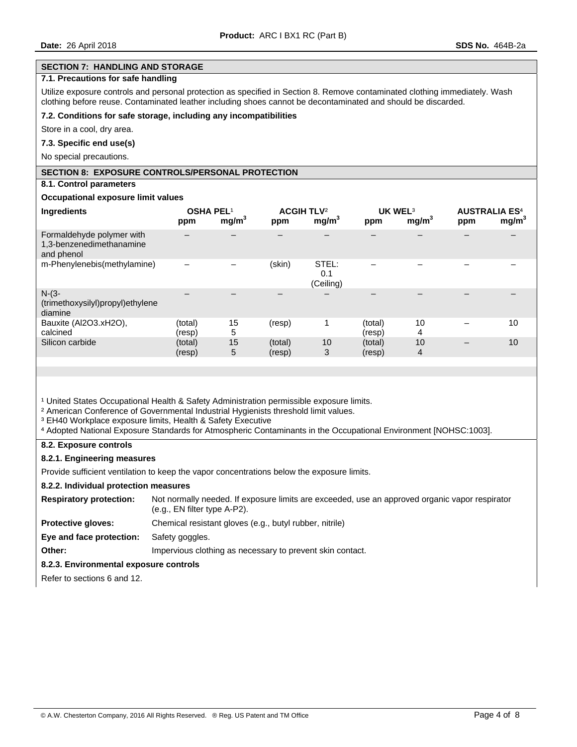## SECTION 7: HANDLING AND STORAGE

### 7.1. Precautions for safe handling

Utilize exposure controls and personal protection as specified in Section 8. Remove contaminated clothing immediately. Wash clothing before reuse. Contaminated leather including shoes cannot be decontaminated and should be discarded.

### 7.2. Conditions for safe storage, including any incompatibilities

Store in a cool, dry area.

### 7.3. Specific end use(s)

No special precautions.

## SECTION 8: EXPOSURE CONTROLS/PERSONAL PROTECTION

### 8.1. Control parameters

**Occupational exposure limit values**

| Ingredients | OSHA PEL[1] | | ACGIH TLV[2] | | UK WEL[3] | | AUSTRALIA ES[4] | |
|---|---|---|---|---|---|---|---|---|
| | ppm | $mg/m^3$ | ppm | $mg/m^3$ | ppm | $mg/m^3$ | ppm | $mg/m^3$ |
| Formaldehyde polymer with 1,3-benzenedimethanamine and phenol | – | – | – | – | – | – | – | – |
| m-Phenylenebis(methylamine) | – | – | (skin) | STEL: 0.1 (Ceiling) | – | – | – | – |
| N-(3-(trimethoxysilyl)propyl)ethylene diamine | – | – | – | – | – | – | – | – |
| Bauxite ($Al_2O_3.xH_2O$), calcined | (total) (resp) | 15 5 | (resp) | 1 | (total) (resp) | 10 4 | – | 10 |
| Silicon carbide | (total) (resp) | 15 5 | (total) (resp) | 10 3 | (total) (resp) | 10 4 | – | 10 |

[1] United States Occupational Health & Safety Administration permissible exposure limits.
[2] American Conference of Governmental Industrial Hygienists threshold limit values.
[3] EH40 Workplace exposure limits, Health & Safety Executive
[4] Adopted National Exposure Standards for Atmospheric Contaminants in the Occupational Environment [NOHSC:1003].

### 8.2. Exposure controls

#### 8.2.1. Engineering measures

Provide sufficient ventilation to keep the vapor concentrations below the exposure limits.

#### 8.2.2. Individual protection measures

**Respiratory protection:** Not normally needed. If exposure limits are exceeded, use an approved organic vapor respirator (e.g., EN filter type A-P2).

**Protective gloves:** Chemical resistant gloves (e.g., butyl rubber, nitrile)

**Eye and face protection:** Safety goggles.

**Other:** Impervious clothing as necessary to prevent skin contact.

#### 8.2.3. Environmental exposure controls

Refer to sections 6 and 12.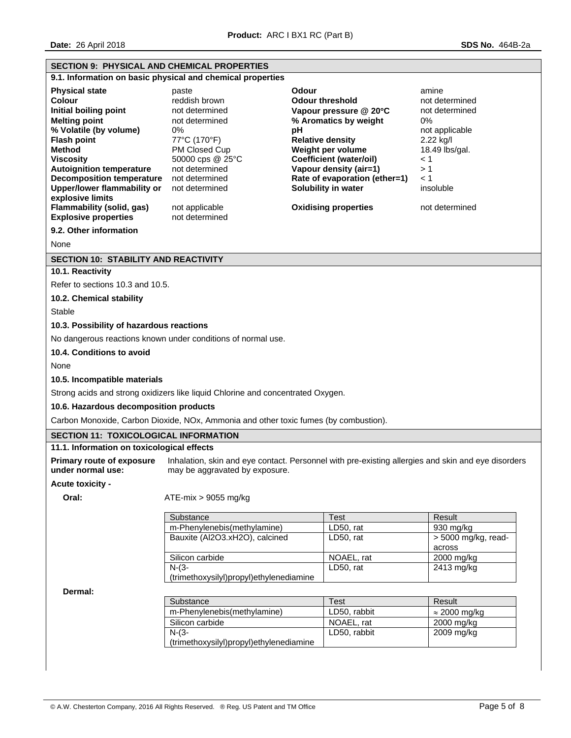## SECTION 9: PHYSICAL AND CHEMICAL PROPERTIES

### 9.1. Information on basic physical and chemical properties

| | | | |
|---|---|---|---|
| **Physical state** | paste | **Odour** | amine |
| **Colour** | reddish brown | **Odour threshold** | not determined |
| **Initial boiling point** | not determined | **Vapour pressure @ 20°C** | not determined |
| **Melting point** | not determined | **% Aromatics by weight** | 0% |
| **% Volatile (by volume)** | 0% | **pH** | not applicable |
| **Flash point** | 77°C (170°F) | **Relative density** | 2.22 kg/l |
| **Method** | PM Closed Cup | **Weight per volume** | 18.49 lbs/gal. |
| **Viscosity** | 50000 cps @ 25°C | **Coefficient (water/oil)** | < 1 |
| **Autoignition temperature** | not determined | **Vapour density (air=1)** | > 1 |
| **Decomposition temperature** | not determined | **Rate of evaporation (ether=1)** | < 1 |
| **Upper/lower flammability or explosive limits** | not determined | **Solubility in water** | insoluble |
| **Flammability (solid, gas)** | not applicable | **Oxidising properties** | not determined |
| **Explosive properties** | not determined | | |

### 9.2. Other information

None

## SECTION 10: STABILITY AND REACTIVITY

### 10.1. Reactivity

Refer to sections 10.3 and 10.5.

### 10.2. Chemical stability

Stable

### 10.3. Possibility of hazardous reactions

No dangerous reactions known under conditions of normal use.

### 10.4. Conditions to avoid

None

### 10.5. Incompatible materials

Strong acids and strong oxidizers like liquid Chlorine and concentrated Oxygen.

### 10.6. Hazardous decomposition products

Carbon Monoxide, Carbon Dioxide, NOx, Ammonia and other toxic fumes (by combustion).

## SECTION 11: TOXICOLOGICAL INFORMATION

### 11.1. Information on toxicological effects

**Primary route of exposure under normal use:** Inhalation, skin and eye contact. Personnel with pre-existing allergies and skin and eye disorders may be aggravated by exposure.

**Acute toxicity -**

**Oral:** ATE-mix > 9055 mg/kg

| Substance | Test | Result |
|---|---|---|
| m-Phenylenebis(methylamine) | LD50, rat | 930 mg/kg |
| Bauxite (Al2O3.xH2O), calcined | LD50, rat | > 5000 mg/kg, read-across |
| Silicon carbide | NOAEL, rat | 2000 mg/kg |
| N-(3-(trimethoxysilyl)propyl)ethylenediamine | LD50, rat | 2413 mg/kg |

**Dermal:**

| Substance | Test | Result |
|---|---|---|
| m-Phenylenebis(methylamine) | LD50, rabbit | ≈ 2000 mg/kg |
| Silicon carbide | NOAEL, rat | 2000 mg/kg |
| N-(3-(trimethoxysilyl)propyl)ethylenediamine | LD50, rabbit | 2009 mg/kg |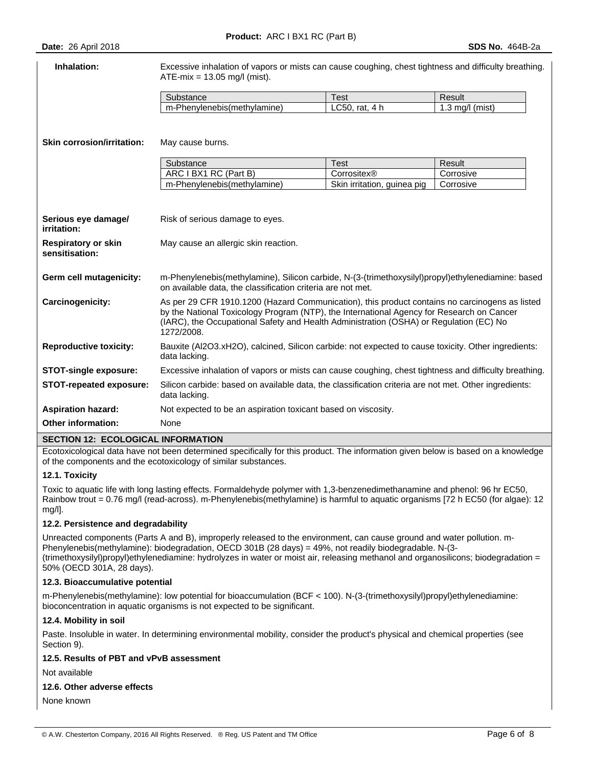**Inhalation:** Excessive inhalation of vapors or mists can cause coughing, chest tightness and difficulty breathing. ATE-mix = 13.05 mg/l (mist).

| Substance | Test | Result |
|---|---|---|
| m-Phenylenebis(methylamine) | LC50, rat, 4 h | 1.3 mg/l (mist) |

**Skin corrosion/irritation:** May cause burns.

| Substance | Test | Result |
|---|---|---|
| ARC I BX1 RC (Part B) | Corrositex® | Corrosive |
| m-Phenylenebis(methylamine) | Skin irritation, guinea pig | Corrosive |

**Serious eye damage/ irritation:** Risk of serious damage to eyes.

**Respiratory or skin sensitisation:** May cause an allergic skin reaction.

**Germ cell mutagenicity:** m-Phenylenebis(methylamine), Silicon carbide, N-(3-(trimethoxysilyl)propyl)ethylenediamine: based on available data, the classification criteria are not met.

**Carcinogenicity:** As per 29 CFR 1910.1200 (Hazard Communication), this product contains no carcinogens as listed by the National Toxicology Program (NTP), the International Agency for Research on Cancer (IARC), the Occupational Safety and Health Administration (OSHA) or Regulation (EC) No 1272/2008.

**Reproductive toxicity:** Bauxite ($Al_2O_3 \cdot xH_2O$), calcined, Silicon carbide: not expected to cause toxicity. Other ingredients: data lacking.

**STOT-single exposure:** Excessive inhalation of vapors or mists can cause coughing, chest tightness and difficulty breathing.

**STOT-repeated exposure:** Silicon carbide: based on available data, the classification criteria are not met. Other ingredients: data lacking.

**Aspiration hazard:** Not expected to be an aspiration toxicant based on viscosity.

**Other information:** None

## SECTION 12: ECOLOGICAL INFORMATION

Ecotoxicological data have not been determined specifically for this product. The information given below is based on a knowledge of the components and the ecotoxicology of similar substances.

### 12.1. Toxicity

Toxic to aquatic life with long lasting effects. Formaldehyde polymer with 1,3-benzenedimethanamine and phenol: 96 hr EC50, Rainbow trout = 0.76 mg/l (read-across). m-Phenylenebis(methylamine) is harmful to aquatic organisms [72 h EC50 (for algae): 12 mg/l].

### 12.2. Persistence and degradability

Unreacted components (Parts A and B), improperly released to the environment, can cause ground and water pollution. m-Phenylenebis(methylamine): biodegradation, OECD 301B (28 days) = 49%, not readily biodegradable. N-(3-(trimethoxysilyl)propyl)ethylenediamine: hydrolyzes in water or moist air, releasing methanol and organosilicons; biodegradation = 50% (OECD 301A, 28 days).

### 12.3. Bioaccumulative potential

m-Phenylenebis(methylamine): low potential for bioaccumulation (BCF < 100). N-(3-(trimethoxysilyl)propyl)ethylenediamine: bioconcentration in aquatic organisms is not expected to be significant.

### 12.4. Mobility in soil

Paste. Insoluble in water. In determining environmental mobility, consider the product's physical and chemical properties (see Section 9).

### 12.5. Results of PBT and vPvB assessment

Not available

### 12.6. Other adverse effects

None known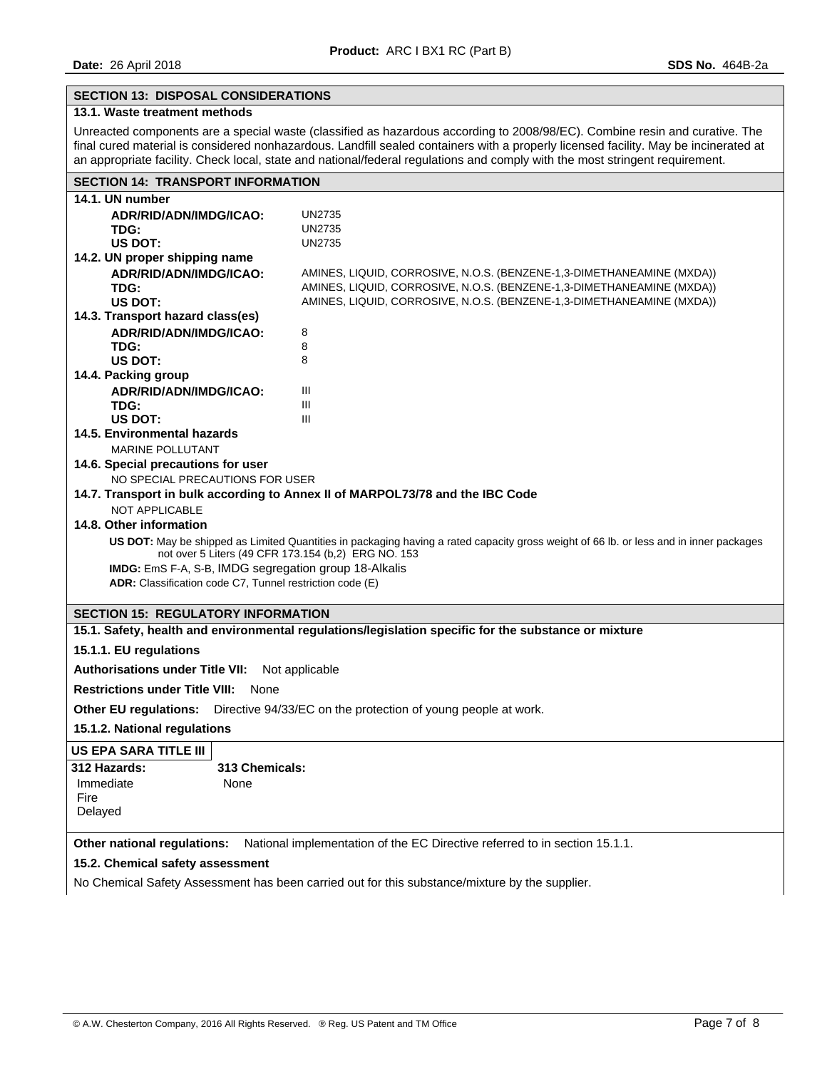## SECTION 13: DISPOSAL CONSIDERATIONS

### 13.1. Waste treatment methods

Unreacted components are a special waste (classified as hazardous according to 2008/98/EC). Combine resin and curative. The final cured material is considered nonhazardous. Landfill sealed containers with a properly licensed facility. May be incinerated at an appropriate facility. Check local, state and national/federal regulations and comply with the most stringent requirement.

## SECTION 14: TRANSPORT INFORMATION

### 14.1. UN number

| | |
|---|---|
| **ADR/RID/ADN/IMDG/ICAO:** | UN2735 |
| **TDG:** | UN2735 |
| **US DOT:** | UN2735 |

### 14.2. UN proper shipping name

| | |
|---|---|
| **ADR/RID/ADN/IMDG/ICAO:** | AMINES, LIQUID, CORROSIVE, N.O.S. (BENZENE-1,3-DIMETHANEAMINE (MXDA)) |
| **TDG:** | AMINES, LIQUID, CORROSIVE, N.O.S. (BENZENE-1,3-DIMETHANEAMINE (MXDA)) |
| **US DOT:** | AMINES, LIQUID, CORROSIVE, N.O.S. (BENZENE-1,3-DIMETHANEAMINE (MXDA)) |

### 14.3. Transport hazard class(es)

| | |
|---|---|
| **ADR/RID/ADN/IMDG/ICAO:** | 8 |
| **TDG:** | 8 |
| **US DOT:** | 8 |

### 14.4. Packing group

| | |
|---|---|
| **ADR/RID/ADN/IMDG/ICAO:** | III |
| **TDG:** | III |
| **US DOT:** | III |

### 14.5. Environmental hazards

MARINE POLLUTANT

### 14.6. Special precautions for user

NO SPECIAL PRECAUTIONS FOR USER

### 14.7. Transport in bulk according to Annex II of MARPOL73/78 and the IBC Code

NOT APPLICABLE

### 14.8. Other information

**US DOT:** May be shipped as Limited Quantities in packaging having a rated capacity gross weight of 66 lb. or less and in inner packages not over 5 Liters (49 CFR 173.154 (b,2) ERG NO. 153

**IMDG:** EmS F-A, S-B, IMDG segregation group 18-Alkalis

**ADR:** Classification code C7, Tunnel restriction code (E)

## SECTION 15: REGULATORY INFORMATION

### 15.1. Safety, health and environmental regulations/legislation specific for the substance or mixture

**15.1.1. EU regulations**

**Authorisations under Title VII:** Not applicable

**Restrictions under Title VIII:** None

**Other EU regulations:** Directive 94/33/EC on the protection of young people at work.

**15.1.2. National regulations**

**US EPA SARA TITLE III**

| 312 Hazards: | 313 Chemicals: |
|---|---|
| Immediate<br>Fire<br>Delayed | None |

**Other national regulations:** National implementation of the EC Directive referred to in section 15.1.1.

### 15.2. Chemical safety assessment

No Chemical Safety Assessment has been carried out for this substance/mixture by the supplier.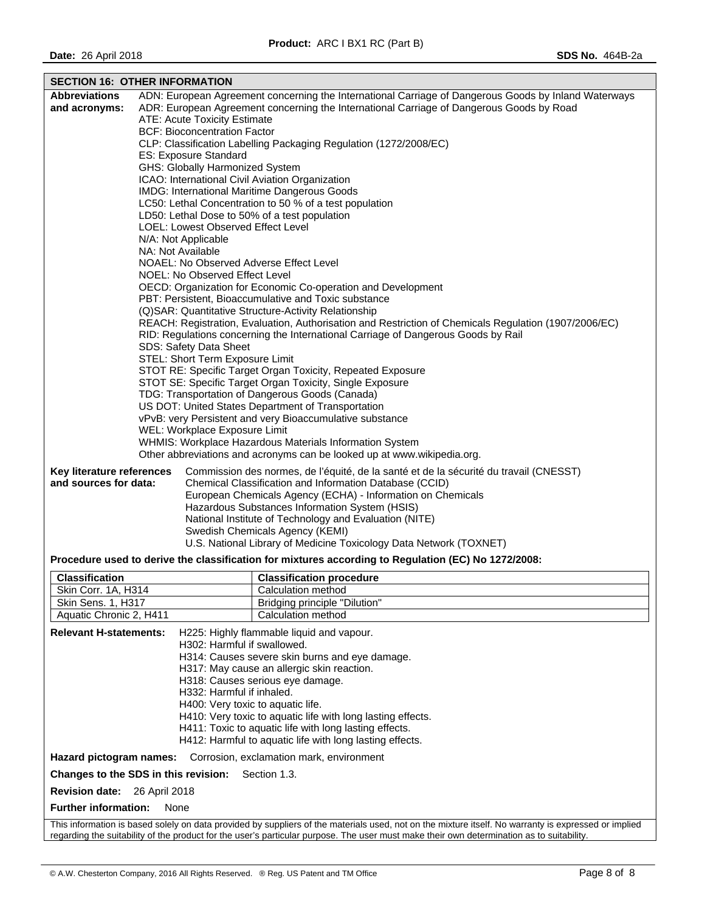## SECTION 16: OTHER INFORMATION

**Abbreviations and acronyms:**

ADN: European Agreement concerning the International Carriage of Dangerous Goods by Inland Waterways
ADR: European Agreement concerning the International Carriage of Dangerous Goods by Road
ATE: Acute Toxicity Estimate
BCF: Bioconcentration Factor
CLP: Classification Labelling Packaging Regulation (1272/2008/EC)
ES: Exposure Standard
GHS: Globally Harmonized System
ICAO: International Civil Aviation Organization
IMDG: International Maritime Dangerous Goods
LC50: Lethal Concentration to 50 % of a test population
LD50: Lethal Dose to 50% of a test population
LOEL: Lowest Observed Effect Level
N/A: Not Applicable
NA: Not Available
NOAEL: No Observed Adverse Effect Level
NOEL: No Observed Effect Level
OECD: Organization for Economic Co-operation and Development
PBT: Persistent, Bioaccumulative and Toxic substance
(Q)SAR: Quantitative Structure-Activity Relationship
REACH: Registration, Evaluation, Authorisation and Restriction of Chemicals Regulation (1907/2006/EC)
RID: Regulations concerning the International Carriage of Dangerous Goods by Rail
SDS: Safety Data Sheet
STEL: Short Term Exposure Limit
STOT RE: Specific Target Organ Toxicity, Repeated Exposure
STOT SE: Specific Target Organ Toxicity, Single Exposure
TDG: Transportation of Dangerous Goods (Canada)
US DOT: United States Department of Transportation
vPvB: very Persistent and very Bioaccumulative substance
WEL: Workplace Exposure Limit
WHMIS: Workplace Hazardous Materials Information System
Other abbreviations and acronyms can be looked up at www.wikipedia.org.

**Key literature references and sources for data:**

Commission des normes, de l'équité, de la santé et de la sécurité du travail (CNESST)
Chemical Classification and Information Database (CCID)
European Chemicals Agency (ECHA) - Information on Chemicals
Hazardous Substances Information System (HSIS)
National Institute of Technology and Evaluation (NITE)
Swedish Chemicals Agency (KEMI)
U.S. National Library of Medicine Toxicology Data Network (TOXNET)

**Procedure used to derive the classification for mixtures according to Regulation (EC) No 1272/2008:**

| Classification | Classification procedure |
|---|---|
| Skin Corr. 1A, H314 | Calculation method |
| Skin Sens. 1, H317 | Bridging principle "Dilution" |
| Aquatic Chronic 2, H411 | Calculation method |

**Relevant H-statements:**

H225: Highly flammable liquid and vapour.
H302: Harmful if swallowed.
H314: Causes severe skin burns and eye damage.
H317: May cause an allergic skin reaction.
H318: Causes serious eye damage.
H332: Harmful if inhaled.
H400: Very toxic to aquatic life.
H410: Very toxic to aquatic life with long lasting effects.
H411: Toxic to aquatic life with long lasting effects.
H412: Harmful to aquatic life with long lasting effects.

**Hazard pictogram names:** Corrosion, exclamation mark, environment

**Changes to the SDS in this revision:** Section 1.3.

**Revision date:** 26 April 2018

**Further information:** None

This information is based solely on data provided by suppliers of the materials used, not on the mixture itself. No warranty is expressed or implied regarding the suitability of the product for the user's particular purpose. The user must make their own determination as to suitability.